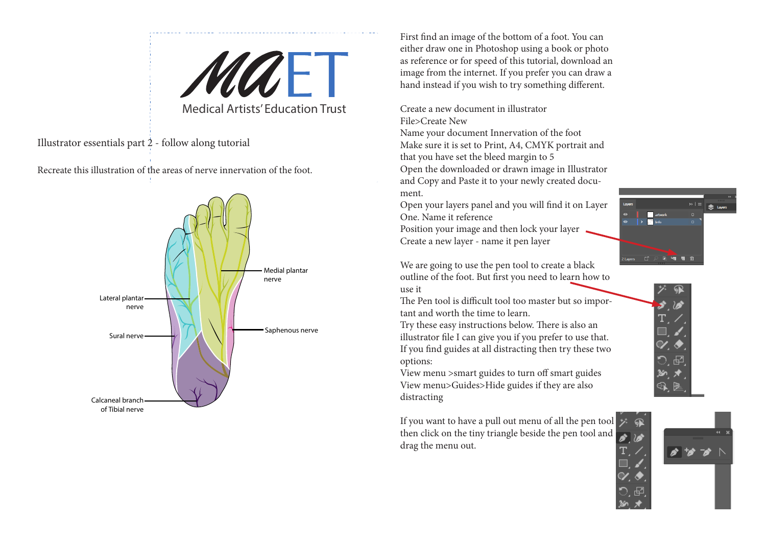MAET

Medical Artists' Education Trust

Illustrator essentials part 2 - follow along tutorial

Recreate this illustration of the areas of nerve innervation of the foot.

Medial plantar nerve

Lateral plantar nerve

Saphenous nerve

Sural nerve

Calcaneal branch of Tibial nerve

First find an image of the bottom of a foot. You can either draw one in Photoshop using a book or photo as reference or for speed of this tutorial, download an image from the internet. If you prefer you can draw a hand instead if you wish to try something different.

Create a new document in illustrator
File>Create New
Name your document Innervation of the foot
Make sure it is set to Print, A4, CMYK portrait and that you have set the bleed margin to 5
Open the downloaded or drawn image in Illustrator and Copy and Paste it to your newly created document.
Open your layers panel and you will find it on Layer One. Name it reference
Position your image and then lock your layer
Create a new layer - name it pen layer

We are going to use the pen tool to create a black outline of the foot. But first you need to learn how to use it
The Pen tool is difficult tool too master but so important and worth the time to learn.
Try these easy instructions below. There is also an illustrator file I can give you if you prefer to use that.
If you find guides at all distracting then try these two options:
View menu >smart guides to turn off smart guides
View menu>Guides>Hide guides if they are also distracting

If you want to have a pull out menu of all the pen tool then click on the tiny triangle beside the pen tool and drag the menu out.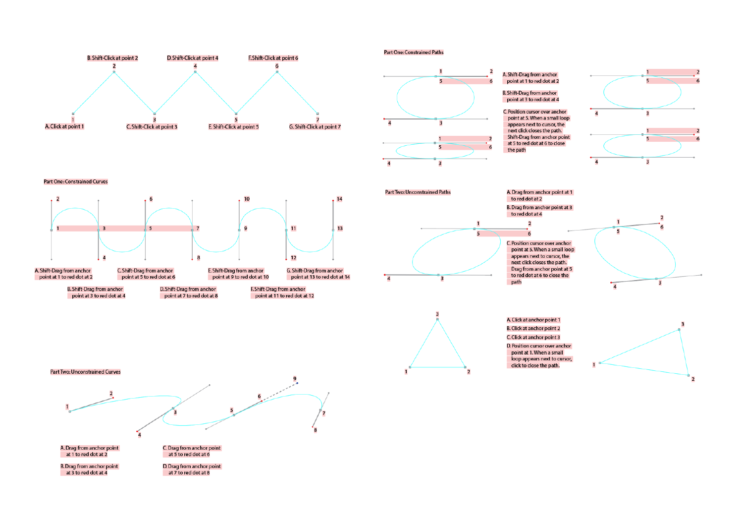B. Shift-Click at point 2

D. Shift-Click at point 4

F. Shift-Click at point 6

A. Click at point 1

C. Shift-Click at point 3

E. Shift-Click at point 5

G. Shift-Click at point 7

## Part One: Constrained Curves

A. Shift-Drag from anchor point at 1 to red dot at 2

B. Shift-Drag from anchor point at 3 to red dot at 4

C. Shift-Drag from anchor point at 5 to red dot at 6

D. Shift-Drag from anchor point at 7 to red dot at 8

E. Shift-Drag from anchor point at 9 to red dot at 10

F. Shift-Drag from anchor point at 11 to red dot at 12

G. Shift-Drag from anchor point at 13 to red dot at 14

## Part Two: Unconstrained Curves

A. Drag from anchor point at 1 to red dot at 2

B. Drag from anchor point at 3 to red dot at 4

C. Drag from anchor point at 5 to red dot at 6

D. Drag from anchor point at 7 to red dot at 8

## Part One: Constrained Paths

A. Shift-Drag from anchor point at 1 to red dot at 2

B. Shift-Drag from anchor point at 3 to red dot at 4

C. Position cursor over anchor point at 5. When a small loop appears next to cursor, the next click closes the path. Shift-Drag from anchor point at 5 to red dot at 6 to close the path

## Part Two: Unconstrained Paths

A. Drag from anchor point at 1 to red dot at 2

B. Drag from anchor point at 3 to red dot at 4

C. Position cursor over anchor point at 5. When a small loop appears next to cursor, the next click closes the path. Drag from anchor point at 5 to red dot at 6 to close the path

A. Click at anchor point 1

B. Click at anchor point 2

C. Click at anchor point 3

D. Position cursor over anchor point at 1. When a small loop appears next to cursor, click to close the path.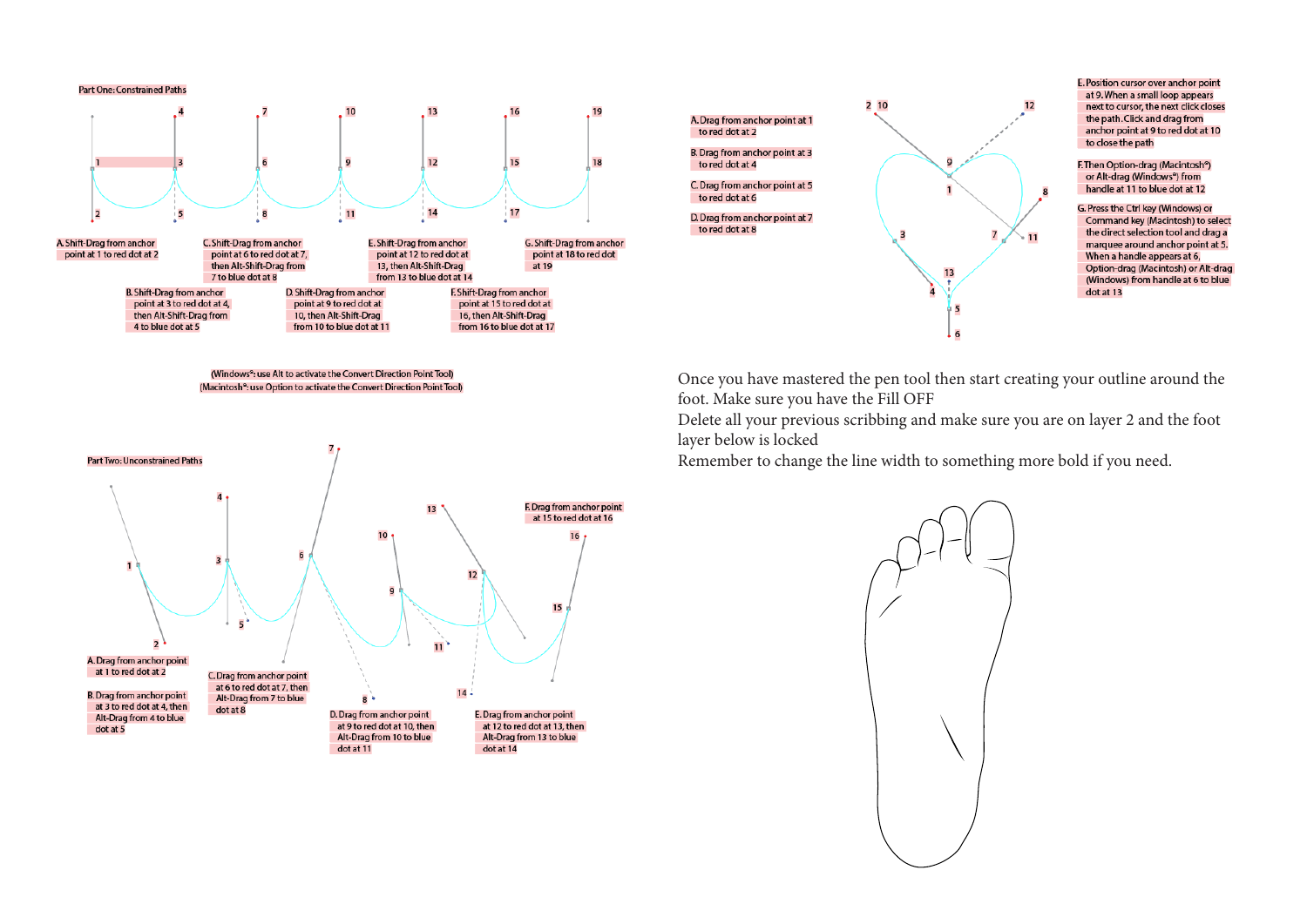Part One: Constrained Paths

A. Shift-Drag from anchor point at 1 to red dot at 2

B. Shift-Drag from anchor point at 3 to red dot at 4, then Alt-Shift-Drag from 4 to blue dot at 5

C. Shift-Drag from anchor point at 6 to red dot at 7, then Alt-Shift-Drag from 7 to blue dot at 8

D. Shift-Drag from anchor point at 9 to red dot at 10, then Alt-Shift-Drag from 10 to blue dot at 11

E. Shift-Drag from anchor point at 12 to red dot at 13, then Alt-Shift-Drag from 13 to blue dot at 14

F. Shift-Drag from anchor point at 15 to red dot at 16, then Alt-Shift-Drag from 16 to blue dot at 17

G. Shift-Drag from anchor point at 18 to red dot at 19

(Windows®: use Alt to activate the Convert Direction Point Tool)
(Macintosh®: use Option to activate the Convert Direction Point Tool)

Part Two: Unconstrained Paths

A. Drag from anchor point at 1 to red dot at 2

B. Drag from anchor point at 3 to red dot at 4, then Alt-Drag from 4 to blue dot at 5

C. Drag from anchor point at 6 to red dot at 7, then Alt-Drag from 7 to blue dot at 8

D. Drag from anchor point at 9 to red dot at 10, then Alt-Drag from 10 to blue dot at 11

E. Drag from anchor point at 12 to red dot at 13, then Alt-Drag from 13 to blue dot at 14

F. Drag from anchor point at 15 to red dot at 16

A. Drag from anchor point at 1 to red dot at 2

B. Drag from anchor point at 3 to red dot at 4

C. Drag from anchor point at 5 to red dot at 6

D. Drag from anchor point at 7 to red dot at 8

E. Position cursor over anchor point at 9. When a small loop appears next to cursor, the next click closes the path. Click and drag from anchor point at 9 to red dot at 10 to close the path

F. Then Option-drag (Macintosh®) or Alt-drag (Windows®) from handle at 11 to blue dot at 12

G. Press the Ctrl key (Windows) or Command key (Macintosh) to select the direct selection tool and drag a marquee around anchor point at 5. When a handle appears at 6, Option-drag (Macintosh) or Alt-drag (Windows) from handle at 6 to blue dot at 13

Once you have mastered the pen tool then start creating your outline around the foot. Make sure you have the Fill OFF
Delete all your previous scribbing and make sure you are on layer 2 and the foot layer below is locked
Remember to change the line width to something more bold if you need.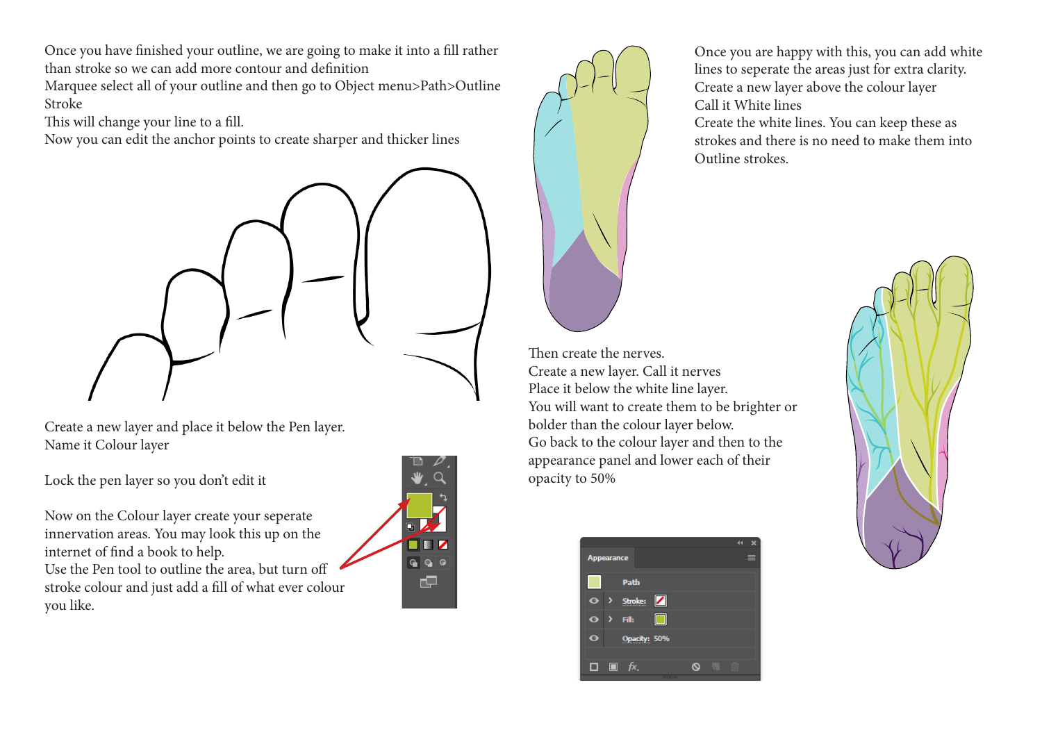Once you have finished your outline, we are going to make it into a fill rather than stroke so we can add more contour and definition
Marquee select all of your outline and then go to Object menu>Path>Outline Stroke
This will change your line to a fill.
Now you can edit the anchor points to create sharper and thicker lines

Create a new layer and place it below the Pen layer.
Name it Colour layer

Lock the pen layer so you don't edit it

Now on the Colour layer create your seperate innervation areas. You may look this up on the internet of find a book to help.
Use the Pen tool to outline the area, but turn off stroke colour and just add a fill of what ever colour you like.

Once you are happy with this, you can add white lines to seperate the areas just for extra clarity.
Create a new layer above the colour layer
Call it White lines
Create the white lines. You can keep these as strokes and there is no need to make them into Outline strokes.

Then create the nerves.
Create a new layer. Call it nerves
Place it below the white line layer.
You will want to create them to be brighter or bolder than the colour layer below.
Go back to the colour layer and then to the appearance panel and lower each of their opacity to 50%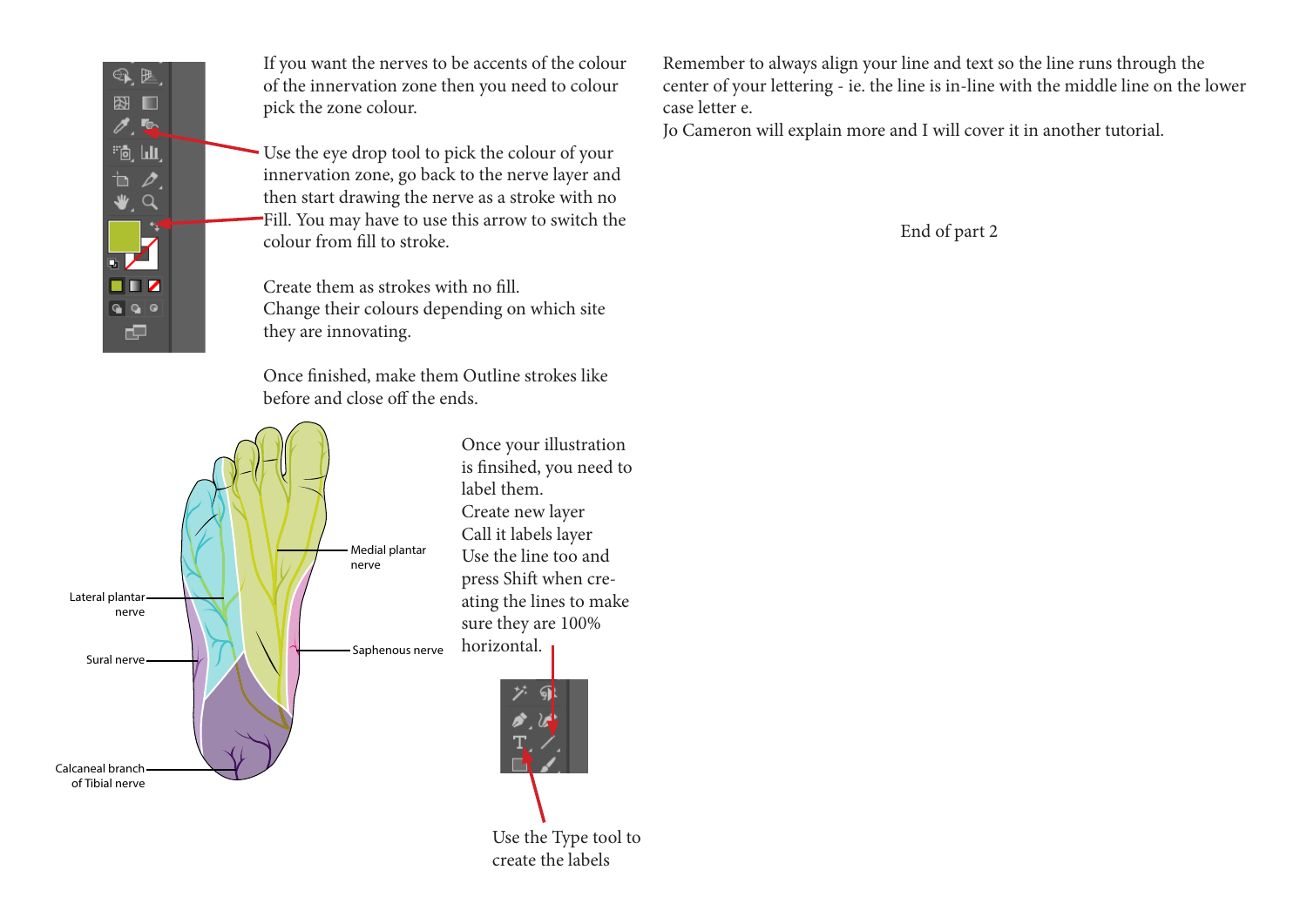If you want the nerves to be accents of the colour of the innervation zone then you need to colour pick the zone colour.

Use the eye drop tool to pick the colour of your innervation zone, go back to the nerve layer and then start drawing the nerve as a stroke with no Fill. You may have to use this arrow to switch the colour from fill to stroke.

Create them as strokes with no fill.
Change their colours depending on which site they are innovating.

Once finished, make them Outline strokes like before and close off the ends.

Medial plantar nerve

Lateral plantar nerve

Sural nerve

Saphenous nerve

Calcaneal branch of Tibial nerve

Once your illustration is finsihed, you need to label them.
Create new layer
Call it labels layer
Use the line too and press Shift when creating the lines to make sure they are 100% horizontal.

Use the Type tool to create the labels

Remember to always align your line and text so the line runs through the center of your lettering - ie. the line is in-line with the middle line on the lower case letter e.
Jo Cameron will explain more and I will cover it in another tutorial.

End of part 2